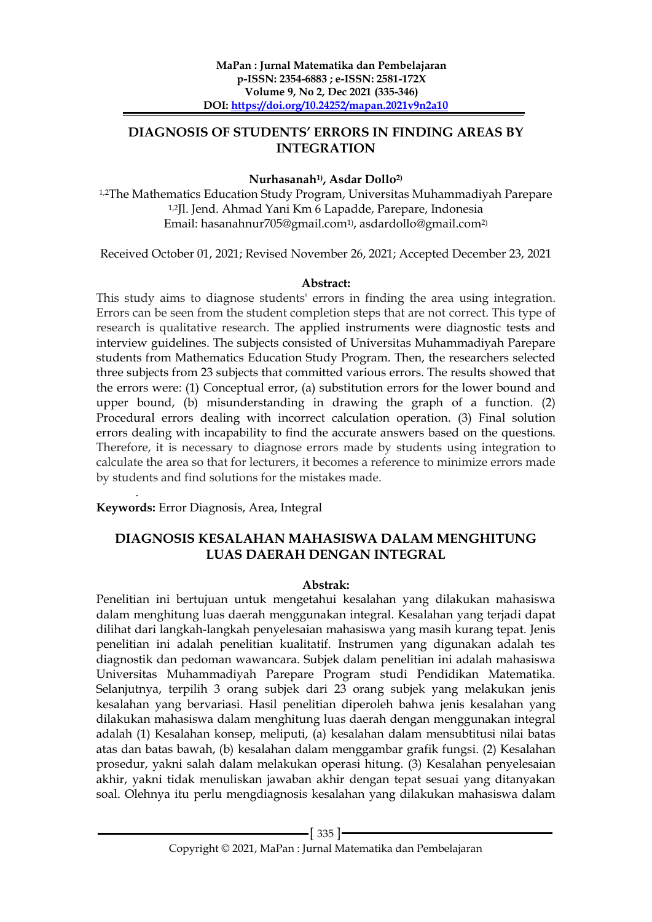MaPan : Jurnal Matematika dan Pembelajaran
p-ISSN: 2354-6883 ; e-ISSN: 2581-172X
Volume 9, No 2, Dec 2021 (335-346)
DOI: https://doi.org/10.24252/mapan.2021v9n2a10

# DIAGNOSIS OF STUDENTS' ERRORS IN FINDING AREAS BY INTEGRATION

**Nurhasanah[1)], Asdar Dollo[2)]**

[1,2]The Mathematics Education Study Program, Universitas Muhammadiyah Parepare
[1,2]Jl. Jend. Ahmad Yani Km 6 Lapadde, Parepare, Indonesia
Email: hasanahnur705@gmail.com[1)], asdardollo@gmail.com[2)]

Received October 01, 2021; Revised November 26, 2021; Accepted December 23, 2021

**Abstract:**

This study aims to diagnose students' errors in finding the area using integration. Errors can be seen from the student completion steps that are not correct. This type of research is qualitative research. The applied instruments were diagnostic tests and interview guidelines. The subjects consisted of Universitas Muhammadiyah Parepare students from Mathematics Education Study Program. Then, the researchers selected three subjects from 23 subjects that committed various errors. The results showed that the errors were: (1) Conceptual error, (a) substitution errors for the lower bound and upper bound, (b) misunderstanding in drawing the graph of a function. (2) Procedural errors dealing with incorrect calculation operation. (3) Final solution errors dealing with incapability to find the accurate answers based on the questions. Therefore, it is necessary to diagnose errors made by students using integration to calculate the area so that for lecturers, it becomes a reference to minimize errors made by students and find solutions for the mistakes made.

**Keywords:** Error Diagnosis, Area, Integral

# DIAGNOSIS KESALAHAN MAHASISWA DALAM MENGHITUNG LUAS DAERAH DENGAN INTEGRAL

**Abstrak:**

Penelitian ini bertujuan untuk mengetahui kesalahan yang dilakukan mahasiswa dalam menghitung luas daerah menggunakan integral. Kesalahan yang terjadi dapat dilihat dari langkah-langkah penyelesaian mahasiswa yang masih kurang tepat. Jenis penelitian ini adalah penelitian kualitatif. Instrumen yang digunakan adalah tes diagnostik dan pedoman wawancara. Subjek dalam penelitian ini adalah mahasiswa Universitas Muhammadiyah Parepare Program studi Pendidikan Matematika. Selanjutnya, terpilih 3 orang subjek dari 23 orang subjek yang melakukan jenis kesalahan yang bervariasi. Hasil penelitian diperoleh bahwa jenis kesalahan yang dilakukan mahasiswa dalam menghitung luas daerah dengan menggunakan integral adalah (1) Kesalahan konsep, meliputi, (a) kesalahan dalam mensubtitusi nilai batas atas dan batas bawah, (b) kesalahan dalam menggambar grafik fungsi. (2) Kesalahan prosedur, yakni salah dalam melakukan operasi hitung. (3) Kesalahan penyelesaian akhir, yakni tidak menuliskan jawaban akhir dengan tepat sesuai yang ditanyakan soal. Olehnya itu perlu mendiagnosis kesalahan yang dilakukan mahasiswa dalam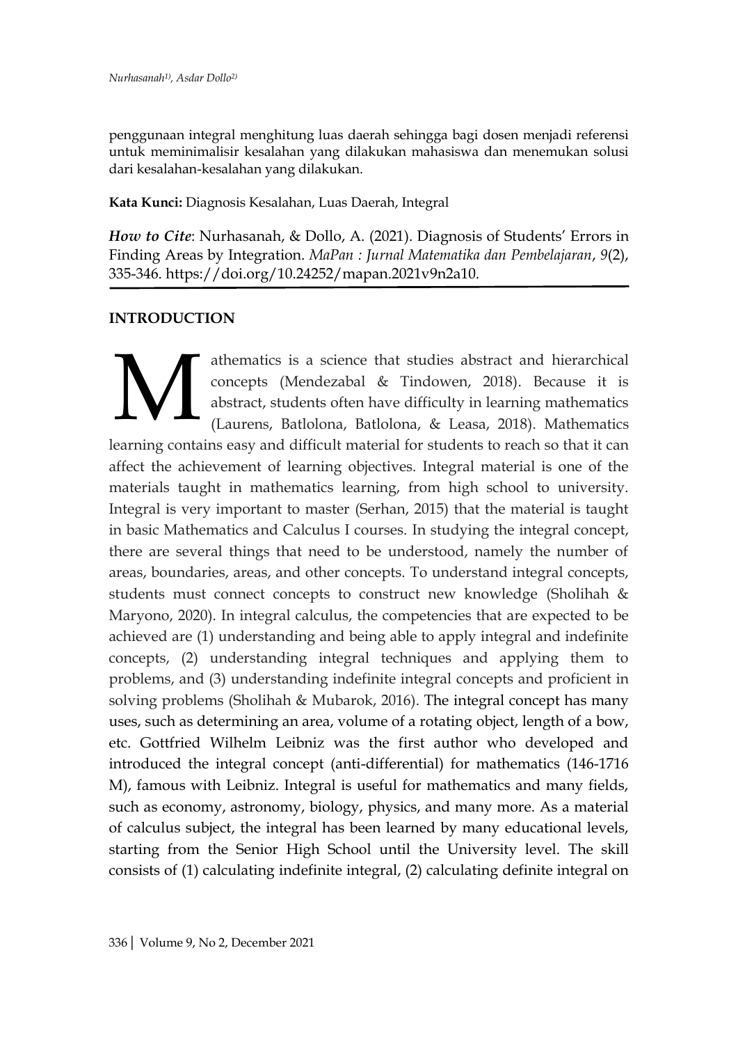penggunaan integral menghitung luas daerah sehingga bagi dosen menjadi referensi untuk meminimalisir kesalahan yang dilakukan mahasiswa dan menemukan solusi dari kesalahan-kesalahan yang dilakukan.

**Kata Kunci:** Diagnosis Kesalahan, Luas Daerah, Integral

***How to Cite***: Nurhasanah, & Dollo, A. (2021). Diagnosis of Students' Errors in Finding Areas by Integration. *MaPan : Jurnal Matematika dan Pembelajaran*, *9*(2), 335-346. https://doi.org/10.24252/mapan.2021v9n2a10.

## INTRODUCTION

Mathematics is a science that studies abstract and hierarchical concepts (Mendezabal & Tindowen, 2018). Because it is abstract, students often have difficulty in learning mathematics (Laurens, Batlolona, Batlolona, & Leasa, 2018). Mathematics learning contains easy and difficult material for students to reach so that it can affect the achievement of learning objectives. Integral material is one of the materials taught in mathematics learning, from high school to university. Integral is very important to master (Serhan, 2015) that the material is taught in basic Mathematics and Calculus I courses. In studying the integral concept, there are several things that need to be understood, namely the number of areas, boundaries, areas, and other concepts. To understand integral concepts, students must connect concepts to construct new knowledge (Sholihah & Maryono, 2020). In integral calculus, the competencies that are expected to be achieved are (1) understanding and being able to apply integral and indefinite concepts, (2) understanding integral techniques and applying them to problems, and (3) understanding indefinite integral concepts and proficient in solving problems (Sholihah & Mubarok, 2016). The integral concept has many uses, such as determining an area, volume of a rotating object, length of a bow, etc. Gottfried Wilhelm Leibniz was the first author who developed and introduced the integral concept (anti-differential) for mathematics (146-1716 M), famous with Leibniz. Integral is useful for mathematics and many fields, such as economy, astronomy, biology, physics, and many more. As a material of calculus subject, the integral has been learned by many educational levels, starting from the Senior High School until the University level. The skill consists of (1) calculating indefinite integral, (2) calculating definite integral on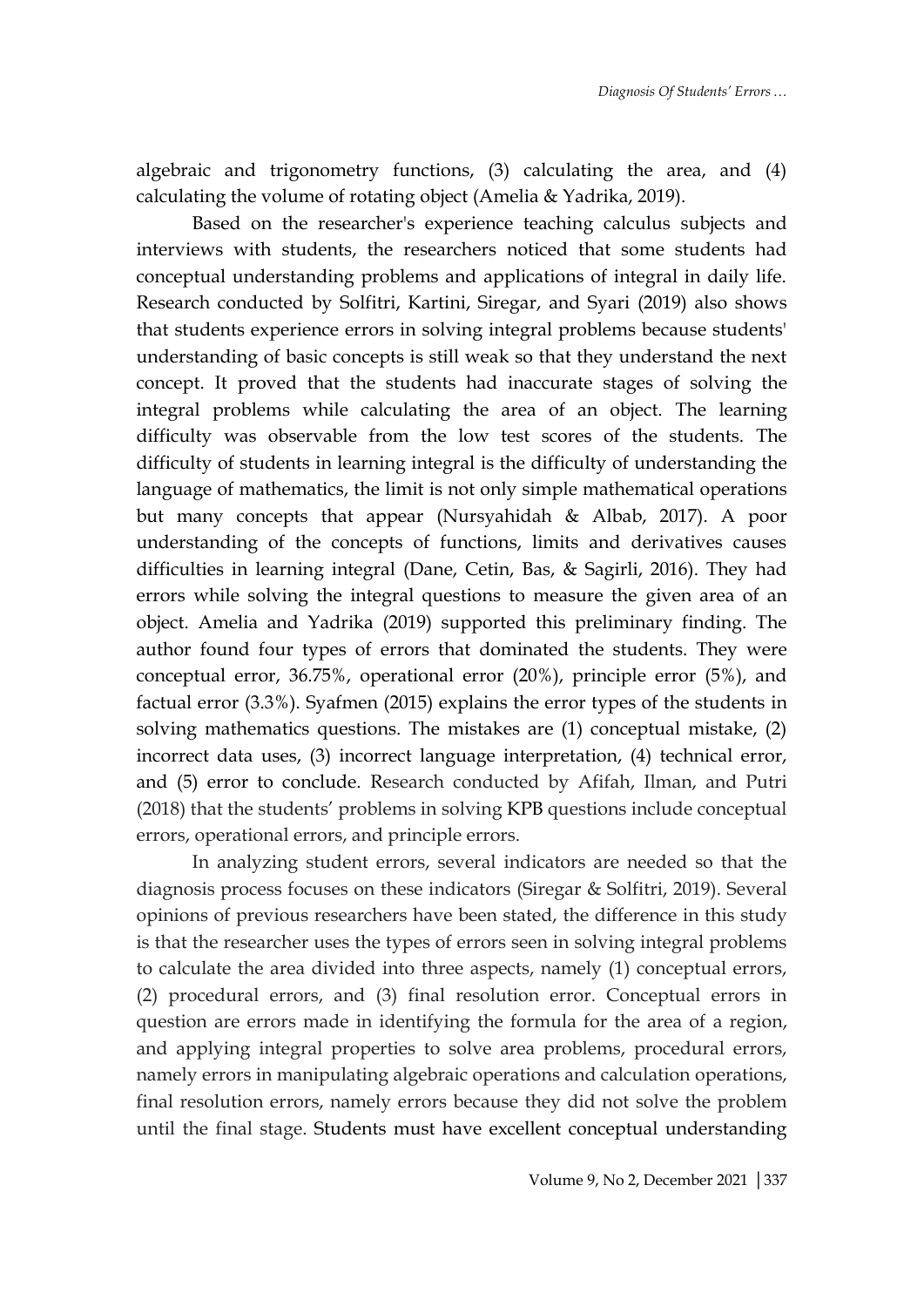algebraic and trigonometry functions, (3) calculating the area, and (4) calculating the volume of rotating object (Amelia & Yadrika, 2019).

Based on the researcher's experience teaching calculus subjects and interviews with students, the researchers noticed that some students had conceptual understanding problems and applications of integral in daily life. Research conducted by Solfitri, Kartini, Siregar, and Syari (2019) also shows that students experience errors in solving integral problems because students' understanding of basic concepts is still weak so that they understand the next concept. It proved that the students had inaccurate stages of solving the integral problems while calculating the area of an object. The learning difficulty was observable from the low test scores of the students. The difficulty of students in learning integral is the difficulty of understanding the language of mathematics, the limit is not only simple mathematical operations but many concepts that appear (Nursyahidah & Albab, 2017). A poor understanding of the concepts of functions, limits and derivatives causes difficulties in learning integral (Dane, Cetin, Bas, & Sagirli, 2016). They had errors while solving the integral questions to measure the given area of an object. Amelia and Yadrika (2019) supported this preliminary finding. The author found four types of errors that dominated the students. They were conceptual error, 36.75%, operational error (20%), principle error (5%), and factual error (3.3%). Syafmen (2015) explains the error types of the students in solving mathematics questions. The mistakes are (1) conceptual mistake, (2) incorrect data uses, (3) incorrect language interpretation, (4) technical error, and (5) error to conclude. Research conducted by Afifah, Ilman, and Putri (2018) that the students' problems in solving KPB questions include conceptual errors, operational errors, and principle errors.

In analyzing student errors, several indicators are needed so that the diagnosis process focuses on these indicators (Siregar & Solfitri, 2019). Several opinions of previous researchers have been stated, the difference in this study is that the researcher uses the types of errors seen in solving integral problems to calculate the area divided into three aspects, namely (1) conceptual errors, (2) procedural errors, and (3) final resolution error. Conceptual errors in question are errors made in identifying the formula for the area of a region, and applying integral properties to solve area problems, procedural errors, namely errors in manipulating algebraic operations and calculation operations, final resolution errors, namely errors because they did not solve the problem until the final stage. Students must have excellent conceptual understanding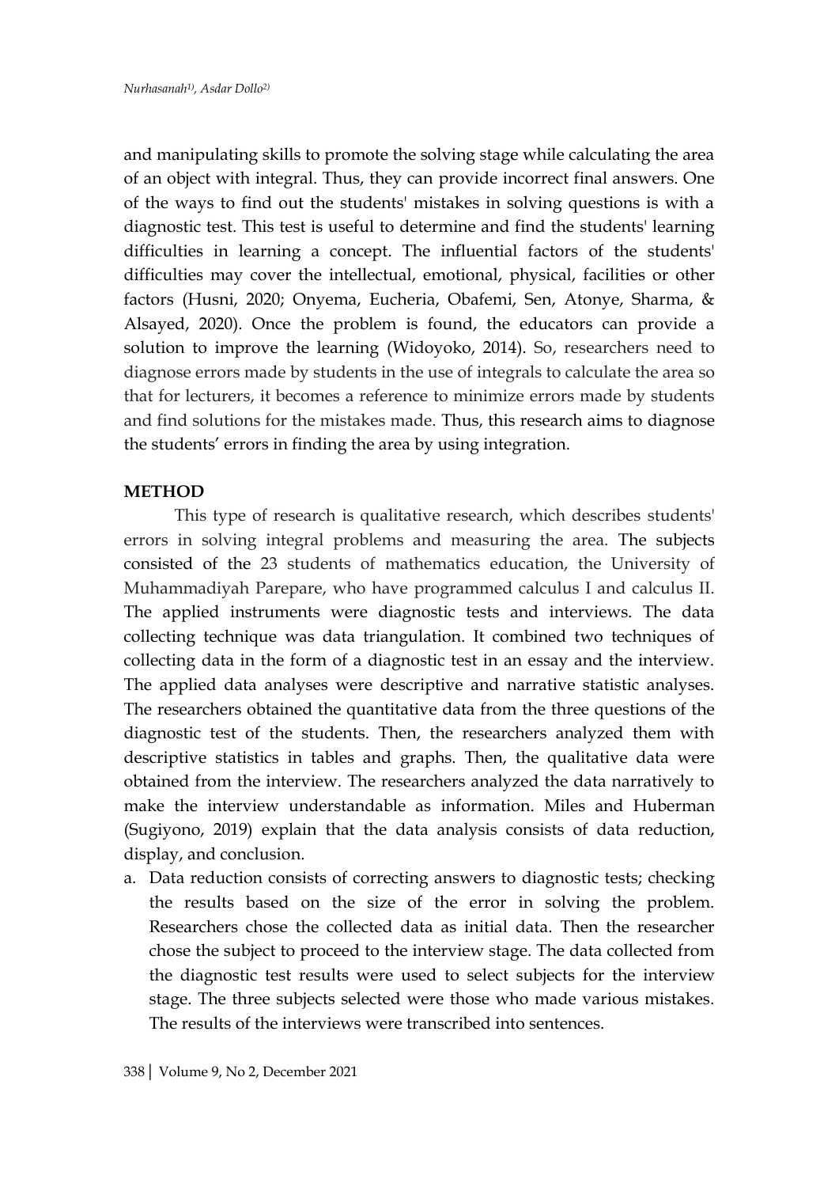and manipulating skills to promote the solving stage while calculating the area of an object with integral. Thus, they can provide incorrect final answers. One of the ways to find out the students' mistakes in solving questions is with a diagnostic test. This test is useful to determine and find the students' learning difficulties in learning a concept. The influential factors of the students' difficulties may cover the intellectual, emotional, physical, facilities or other factors (Husni, 2020; Onyema, Eucheria, Obafemi, Sen, Atonye, Sharma, & Alsayed, 2020). Once the problem is found, the educators can provide a solution to improve the learning (Widoyoko, 2014). So, researchers need to diagnose errors made by students in the use of integrals to calculate the area so that for lecturers, it becomes a reference to minimize errors made by students and find solutions for the mistakes made. Thus, this research aims to diagnose the students' errors in finding the area by using integration.

## METHOD

This type of research is qualitative research, which describes students' errors in solving integral problems and measuring the area. The subjects consisted of the 23 students of mathematics education, the University of Muhammadiyah Parepare, who have programmed calculus I and calculus II. The applied instruments were diagnostic tests and interviews. The data collecting technique was data triangulation. It combined two techniques of collecting data in the form of a diagnostic test in an essay and the interview. The applied data analyses were descriptive and narrative statistic analyses. The researchers obtained the quantitative data from the three questions of the diagnostic test of the students. Then, the researchers analyzed them with descriptive statistics in tables and graphs. Then, the qualitative data were obtained from the interview. The researchers analyzed the data narratively to make the interview understandable as information. Miles and Huberman (Sugiyono, 2019) explain that the data analysis consists of data reduction, display, and conclusion.

a. Data reduction consists of correcting answers to diagnostic tests; checking the results based on the size of the error in solving the problem. Researchers chose the collected data as initial data. Then the researcher chose the subject to proceed to the interview stage. The data collected from the diagnostic test results were used to select subjects for the interview stage. The three subjects selected were those who made various mistakes. The results of the interviews were transcribed into sentences.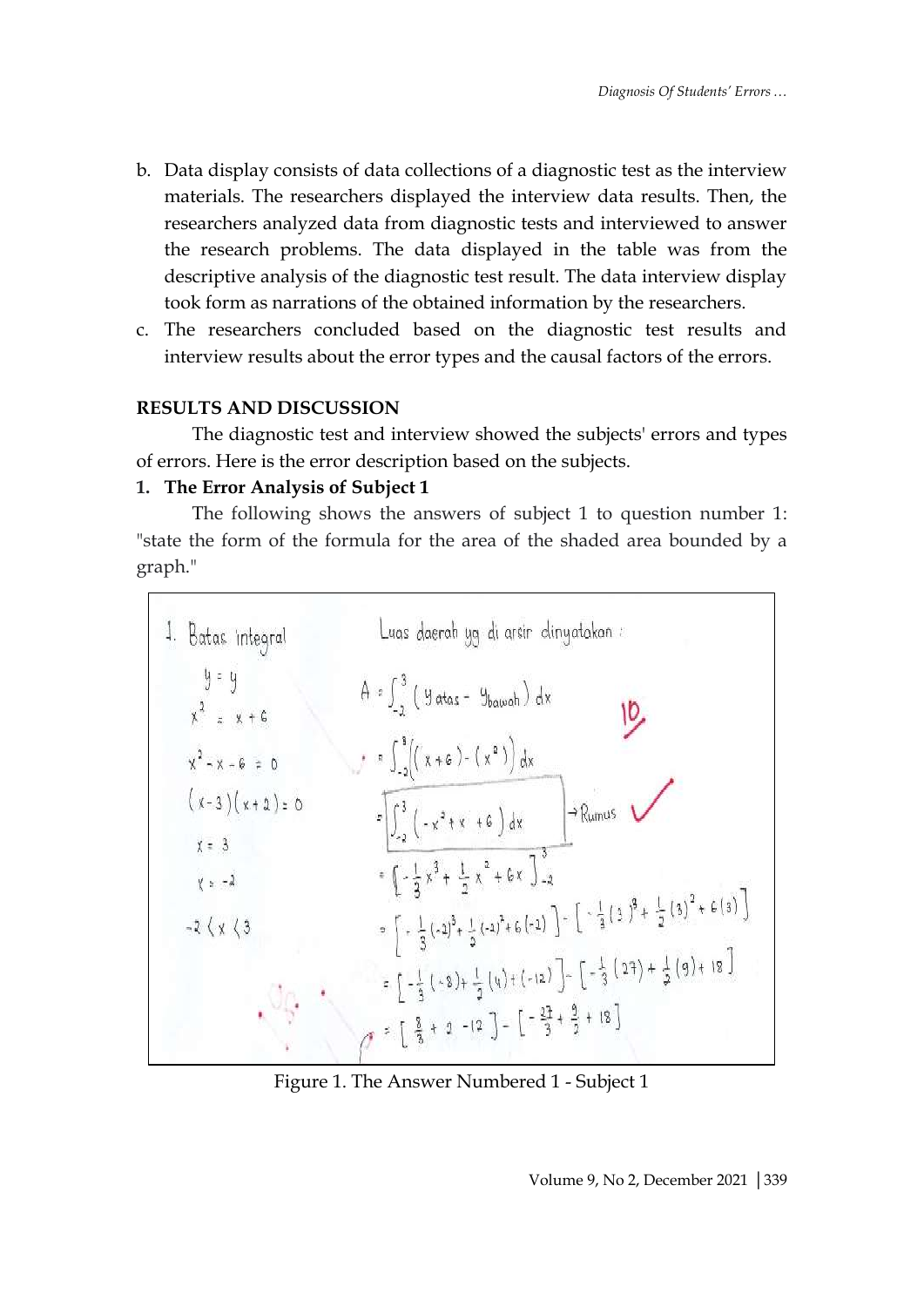b. Data display consists of data collections of a diagnostic test as the interview materials. The researchers displayed the interview data results. Then, the researchers analyzed data from diagnostic tests and interviewed to answer the research problems. The data displayed in the table was from the descriptive analysis of the diagnostic test result. The data interview display took form as narrations of the obtained information by the researchers.

c. The researchers concluded based on the diagnostic test results and interview results about the error types and the causal factors of the errors.

## RESULTS AND DISCUSSION

The diagnostic test and interview showed the subjects' errors and types of errors. Here is the error description based on the subjects.

### 1. The Error Analysis of Subject 1

The following shows the answers of subject 1 to question number 1: "state the form of the formula for the area of the shaded area bounded by a graph."

1. Batas integral

$y = y$

$x^2 = x + 6$

$x^2 - x - 6 = 0$

$(x-3)(x+2) = 0$

$x = 3$

$x = -2$

$-2 < x < 3$

Luas daerah yg di arsir dinyatakan :

$$A = \int_{-2}^{3} (y_{atas} - y_{bawah})\, dx$$

10

$$= \int_{-2}^{3} \left((x+6) - (x^2)\right) dx$$

$$= \int_{-2}^{3} (-x^2 + x + 6)\, dx \rightarrow \text{Rumus } ✓$$

$$= \left[ -\frac{1}{3}x^3 + \frac{1}{2}x^2 + 6x \right]_{-2}^{3}$$

$$= \left[ -\frac{1}{3}(-2)^3 + \frac{1}{2}(-2)^2 + 6(-2) \right] - \left[ -\frac{1}{3}(3)^3 + \frac{1}{2}(3)^2 + 6(3) \right]$$

$$= \left[ -\frac{1}{3}(-8) + \frac{1}{2}(4) + (-12) \right] - \left[ -\frac{1}{3}(27) + \frac{1}{2}(9) + 18 \right]$$

$$= \left[ \frac{8}{3} + 2 - 12 \right] - \left[ -\frac{27}{3} + \frac{9}{2} + 18 \right]$$

Figure 1. The Answer Numbered 1 - Subject 1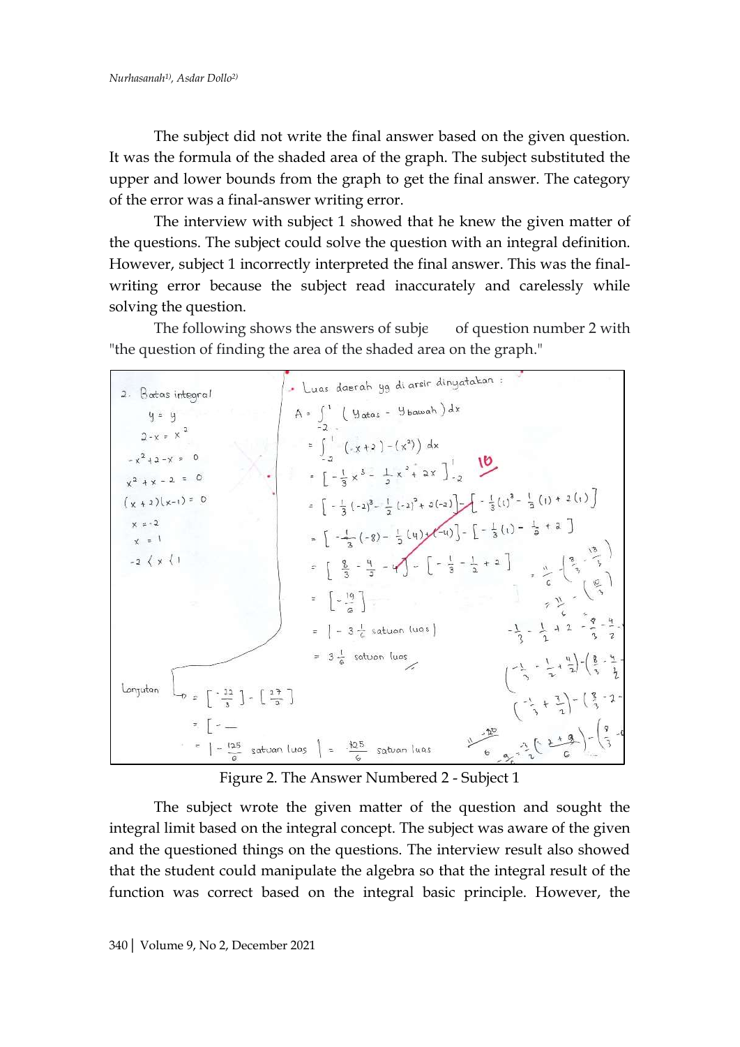The subject did not write the final answer based on the given question. It was the formula of the shaded area of the graph. The subject substituted the upper and lower bounds from the graph to get the final answer. The category of the error was a final-answer writing error.

The interview with subject 1 showed that he knew the given matter of the questions. The subject could solve the question with an integral definition. However, subject 1 incorrectly interpreted the final answer. This was the final-writing error because the subject read inaccurately and carelessly while solving the question.

The following shows the answers of subje of question number 2 with "the question of finding the area of the shaded area on the graph."

2. Batas integral

$y = y$

$2 - x = x^2$

$-x^2 + 2 - x = 0$

$x^2 + x - 2 = 0$

$(x+2)(x-1) = 0$

$x = -2$

$x = 1$

$-2 < x < 1$

Luas daerah yg di arsir dinyatakan :

$$A = \int_{-2}^{1} (y_{atas} - y_{bawah})\, dx$$

$$= \int_{-2}^{1} ((-x+2) - (x^2))\, dx$$

$$= \left[-\frac{1}{3}x^3 - \frac{1}{2}x^2 + 2x\right]_{-2}^{1} \quad 10$$

$$= \left[-\frac{1}{3}(-2)^3 - \frac{1}{2}(-2)^2 + 2(-2)\right] - \left[-\frac{1}{3}(1)^3 - \frac{1}{2}(1) + 2(1)\right]$$

$$= \left[-\frac{1}{3}(-8) - \frac{1}{2}(4) + (-4)\right] - \left[-\frac{1}{3}(1) - \frac{1}{2} + 2\right]$$

$$= \left[\frac{8}{3} - \frac{4}{2} - 4\right] - \left[-\frac{1}{3} - \frac{1}{2} + 2\right]$$

$$= \left[-\frac{19}{6}\right]$$

$$= \left|-3\tfrac{1}{6} \text{ satuan luas}\right|$$

$$= 3\tfrac{1}{6} \text{ satuan luas}$$

Lanjutan

$$= \left[-\frac{22}{3}\right] - \left[\frac{27}{2}\right]$$

$$= \left|-\frac{125}{6} \text{ satuan luas}\right| = \frac{125}{6} \text{ satuan luas}$$

Figure 2. The Answer Numbered 2 - Subject 1

The subject wrote the given matter of the question and sought the integral limit based on the integral concept. The subject was aware of the given and the questioned things on the questions. The interview result also showed that the student could manipulate the algebra so that the integral result of the function was correct based on the integral basic principle. However, the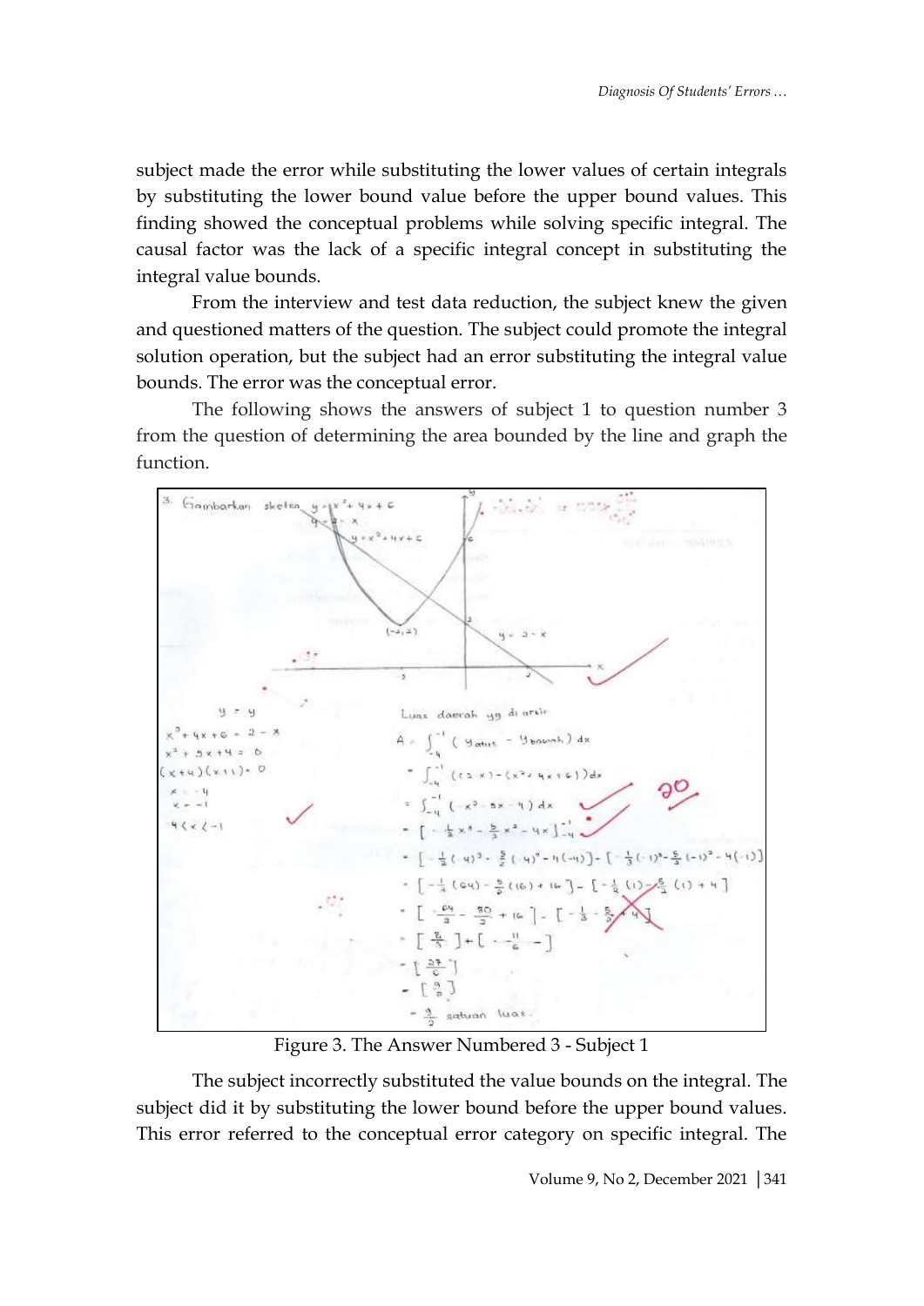subject made the error while substituting the lower values of certain integrals by substituting the lower bound value before the upper bound values. This finding showed the conceptual problems while solving specific integral. The causal factor was the lack of a specific integral concept in substituting the integral value bounds.

From the interview and test data reduction, the subject knew the given and questioned matters of the question. The subject could promote the integral solution operation, but the subject had an error substituting the integral value bounds. The error was the conceptual error.

The following shows the answers of subject 1 to question number 3 from the question of determining the area bounded by the line and graph the function.

Figure 3. The Answer Numbered 3 - Subject 1

The subject incorrectly substituted the value bounds on the integral. The subject did it by substituting the lower bound before the upper bound values. This error referred to the conceptual error category on specific integral. The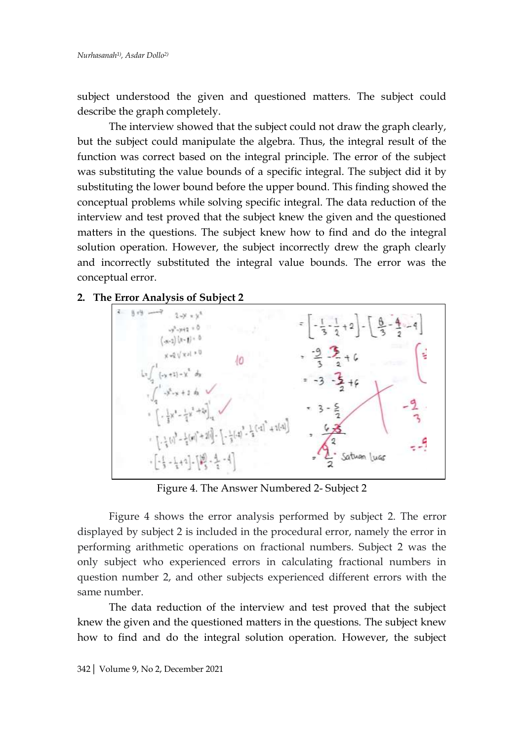subject understood the given and questioned matters. The subject could describe the graph completely.

The interview showed that the subject could not draw the graph clearly, but the subject could manipulate the algebra. Thus, the integral result of the function was correct based on the integral principle. The error of the subject was substituting the value bounds of a specific integral. The subject did it by substituting the lower bound before the upper bound. This finding showed the conceptual problems while solving specific integral. The data reduction of the interview and test proved that the subject knew the given and the questioned matters in the questions. The subject knew how to find and do the integral solution operation. However, the subject incorrectly drew the graph clearly and incorrectly substituted the integral value bounds. The error was the conceptual error.

**2. The Error Analysis of Subject 2**

Figure 4. The Answer Numbered 2- Subject 2

Figure 4 shows the error analysis performed by subject 2. The error displayed by subject 2 is included in the procedural error, namely the error in performing arithmetic operations on fractional numbers. Subject 2 was the only subject who experienced errors in calculating fractional numbers in question number 2, and other subjects experienced different errors with the same number.

The data reduction of the interview and test proved that the subject knew the given and the questioned matters in the questions. The subject knew how to find and do the integral solution operation. However, the subject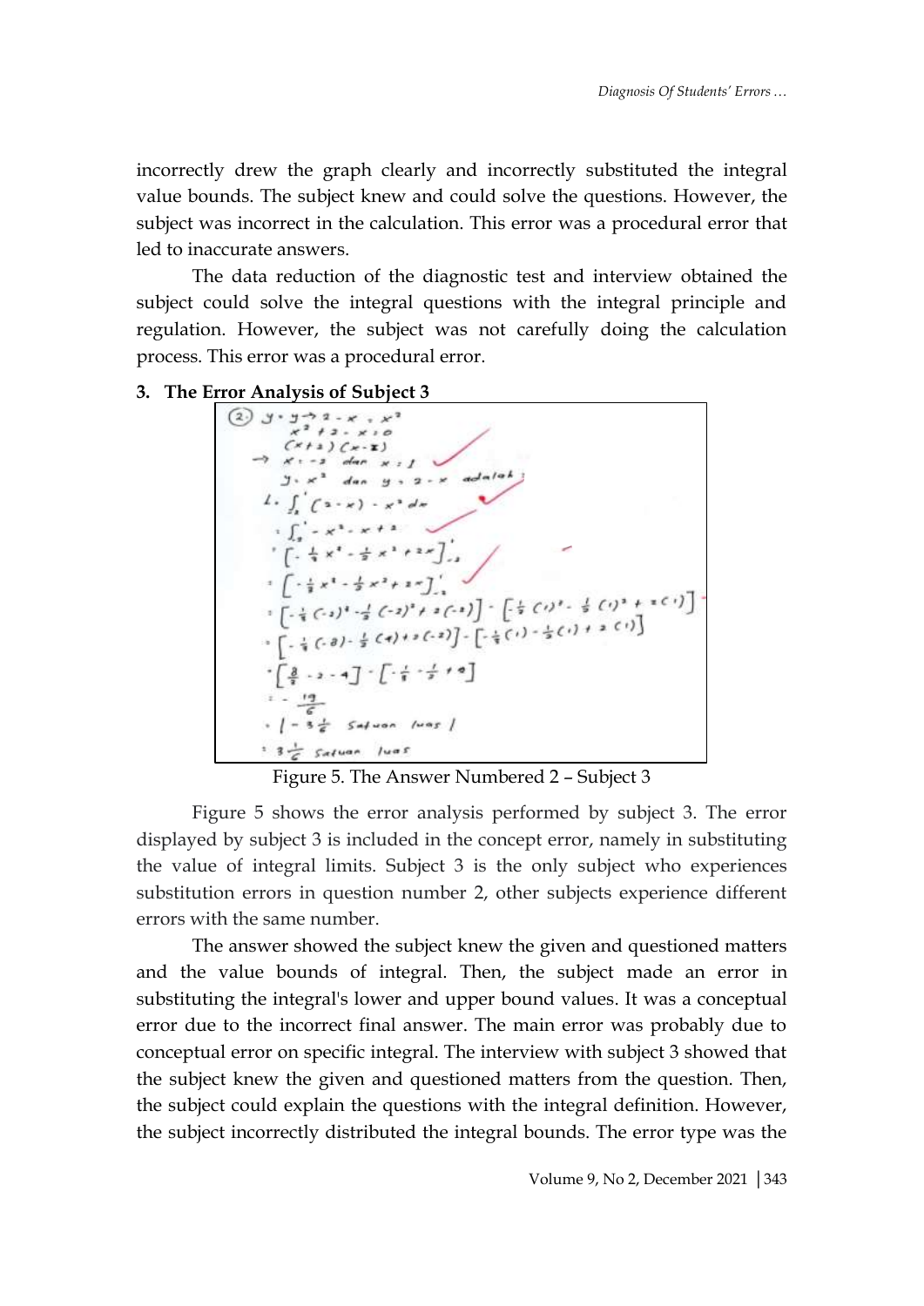incorrectly drew the graph clearly and incorrectly substituted the integral value bounds. The subject knew and could solve the questions. However, the subject was incorrect in the calculation. This error was a procedural error that led to inaccurate answers.

The data reduction of the diagnostic test and interview obtained the subject could solve the integral questions with the integral principle and regulation. However, the subject was not carefully doing the calculation process. This error was a procedural error.

### 3. The Error Analysis of Subject 3

$$
\begin{aligned}
&(2)\; y = y \rightarrow 2 - x = x^2 \\
&x^2 + 2 - x = 0 \\
&(x+2)(x-1) \\
&\rightarrow x = -2 \text{ dan } x = 1 \\
&y = x^2 \text{ dan } y = 2 - x \text{ adalah:} \\
&L = \int_{-2}^{1} (2 - x) - x^2 \, dx \\
&= \int_{-2}^{1} -x^2 - x + 2 \\
&= \left[-\tfrac{1}{3}x^3 - \tfrac{1}{2}x^2 + 2x\right]_{-2}^{1} \\
&= \left[-\tfrac{1}{3}x^3 - \tfrac{1}{2}x^2 + 2x\right]_{-2}^{1} \\
&= \left[-\tfrac{1}{3}(-2)^3 - \tfrac{1}{2}(-2)^2 + 2(-2)\right] - \left[\tfrac{1}{3}(1)^3 - \tfrac{1}{2}(1)^2 + 2(1)\right] \\
&= \left[-\tfrac{1}{3}(-8) - \tfrac{1}{2}(4) + 2(-2)\right] - \left[-\tfrac{1}{3}(1) - \tfrac{1}{2}(1) + 2(1)\right] \\
&= \left[\tfrac{8}{3} - 2 - 4\right] - \left[-\tfrac{1}{3} - \tfrac{1}{2} + 2\right] \\
&= -\tfrac{19}{6} \\
&= \left| -3\tfrac{1}{6} \text{ satuan luas} \right| \\
&= 3\tfrac{1}{6} \text{ satuan luas}
\end{aligned}
$$

Figure 5. The Answer Numbered 2 – Subject 3

Figure 5 shows the error analysis performed by subject 3. The error displayed by subject 3 is included in the concept error, namely in substituting the value of integral limits. Subject 3 is the only subject who experiences substitution errors in question number 2, other subjects experience different errors with the same number.

The answer showed the subject knew the given and questioned matters and the value bounds of integral. Then, the subject made an error in substituting the integral's lower and upper bound values. It was a conceptual error due to the incorrect final answer. The main error was probably due to conceptual error on specific integral. The interview with subject 3 showed that the subject knew the given and questioned matters from the question. Then, the subject could explain the questions with the integral definition. However, the subject incorrectly distributed the integral bounds. The error type was the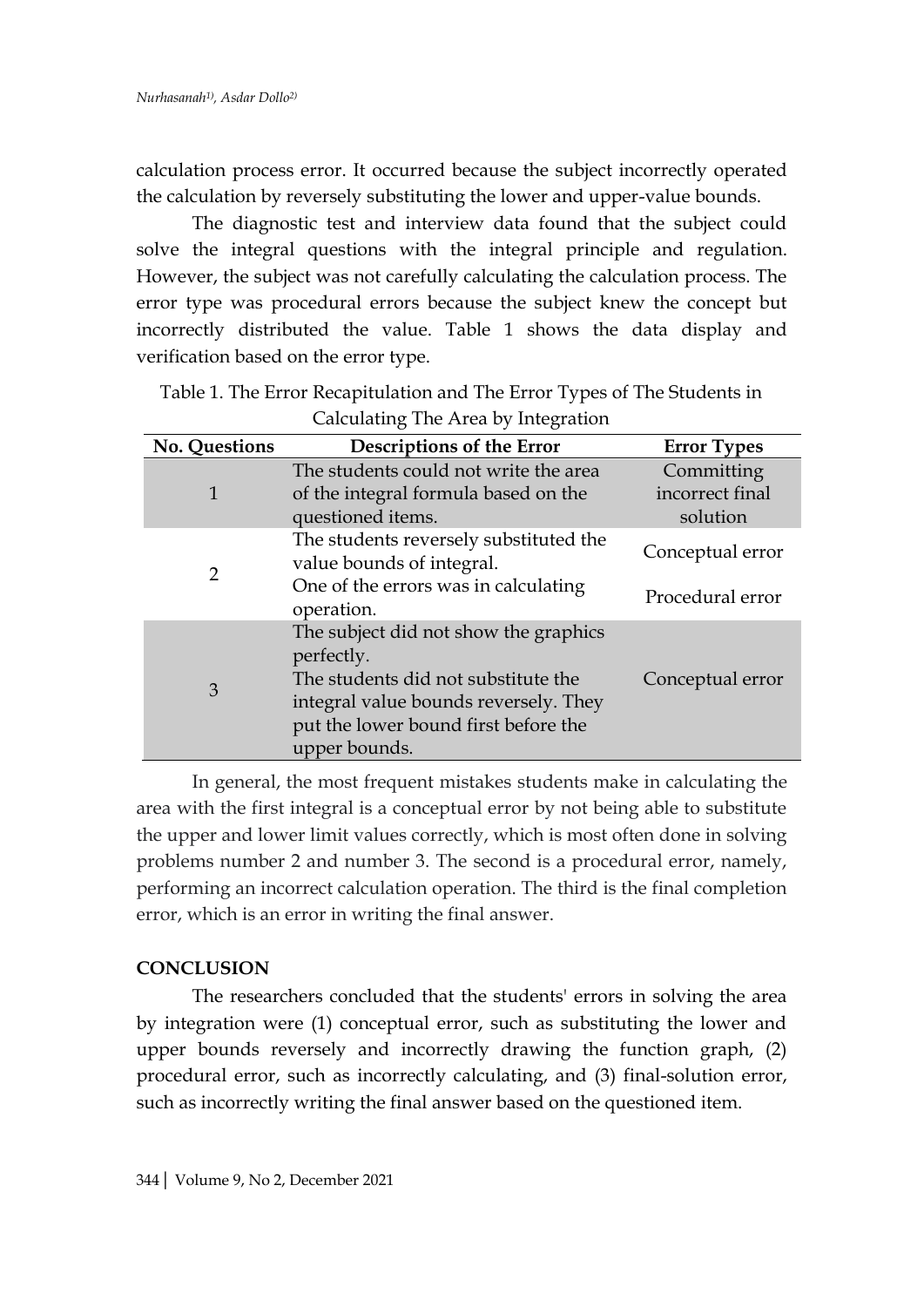calculation process error. It occurred because the subject incorrectly operated the calculation by reversely substituting the lower and upper-value bounds.

The diagnostic test and interview data found that the subject could solve the integral questions with the integral principle and regulation. However, the subject was not carefully calculating the calculation process. The error type was procedural errors because the subject knew the concept but incorrectly distributed the value. Table 1 shows the data display and verification based on the error type.

Table 1. The Error Recapitulation and The Error Types of The Students in Calculating The Area by Integration

| No. Questions | Descriptions of the Error | Error Types |
|---|---|---|
| 1 | The students could not write the area of the integral formula based on the questioned items. | Committing incorrect final solution |
| 2 | The students reversely substituted the value bounds of integral. | Conceptual error |
| | One of the errors was in calculating operation. | Procedural error |
| 3 | The subject did not show the graphics perfectly. The students did not substitute the integral value bounds reversely. They put the lower bound first before the upper bounds. | Conceptual error |

In general, the most frequent mistakes students make in calculating the area with the first integral is a conceptual error by not being able to substitute the upper and lower limit values correctly, which is most often done in solving problems number 2 and number 3. The second is a procedural error, namely, performing an incorrect calculation operation. The third is the final completion error, which is an error in writing the final answer.

## CONCLUSION

The researchers concluded that the students' errors in solving the area by integration were (1) conceptual error, such as substituting the lower and upper bounds reversely and incorrectly drawing the function graph, (2) procedural error, such as incorrectly calculating, and (3) final-solution error, such as incorrectly writing the final answer based on the questioned item.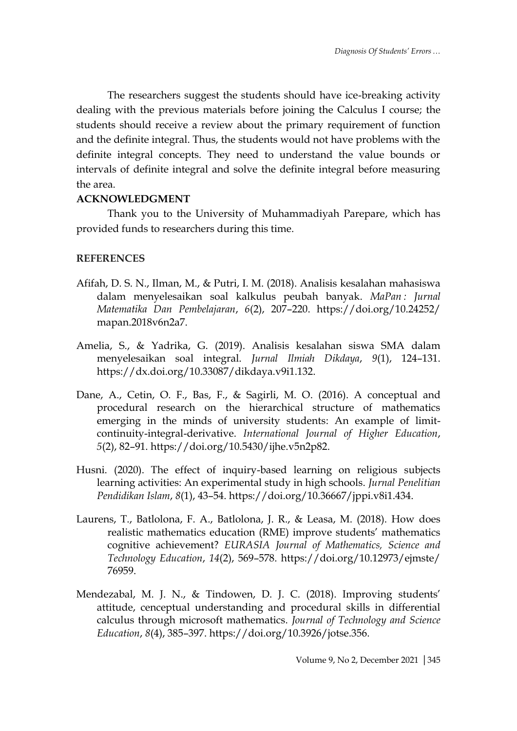The researchers suggest the students should have ice-breaking activity dealing with the previous materials before joining the Calculus I course; the students should receive a review about the primary requirement of function and the definite integral. Thus, the students would not have problems with the definite integral concepts. They need to understand the value bounds or intervals of definite integral and solve the definite integral before measuring the area.

## ACKNOWLEDGMENT

Thank you to the University of Muhammadiyah Parepare, which has provided funds to researchers during this time.

## REFERENCES

Afifah, D. S. N., Ilman, M., & Putri, I. M. (2018). Analisis kesalahan mahasiswa dalam menyelesaikan soal kalkulus peubah banyak. *MaPan : Jurnal Matematika Dan Pembelajaran*, *6*(2), 207–220. https://doi.org/10.24252/mapan.2018v6n2a7.

Amelia, S., & Yadrika, G. (2019). Analisis kesalahan siswa SMA dalam menyelesaikan soal integral. *Jurnal Ilmiah Dikdaya*, *9*(1), 124–131. https://dx.doi.org/10.33087/dikdaya.v9i1.132.

Dane, A., Cetin, O. F., Bas, F., & Sagirli, M. O. (2016). A conceptual and procedural research on the hierarchical structure of mathematics emerging in the minds of university students: An example of limit-continuity-integral-derivative. *International Journal of Higher Education*, *5*(2), 82–91. https://doi.org/10.5430/ijhe.v5n2p82.

Husni. (2020). The effect of inquiry-based learning on religious subjects learning activities: An experimental study in high schools. *Jurnal Penelitian Pendidikan Islam*, *8*(1), 43–54. https://doi.org/10.36667/jppi.v8i1.434.

Laurens, T., Batlolona, F. A., Batlolona, J. R., & Leasa, M. (2018). How does realistic mathematics education (RME) improve students' mathematics cognitive achievement? *EURASIA Journal of Mathematics, Science and Technology Education*, *14*(2), 569–578. https://doi.org/10.12973/ejmste/76959.

Mendezabal, M. J. N., & Tindowen, D. J. C. (2018). Improving students' attitude, cenceptual understanding and procedural skills in differential calculus through microsoft mathematics. *Journal of Technology and Science Education*, *8*(4), 385–397. https://doi.org/10.3926/jotse.356.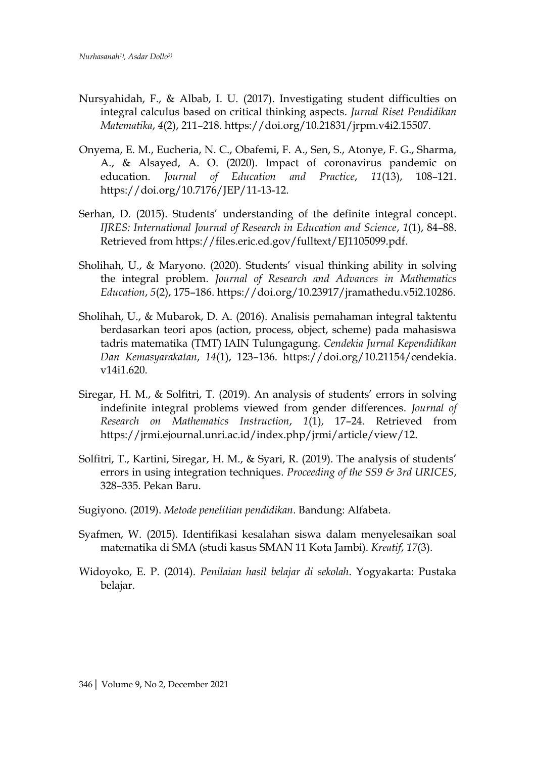Nursyahidah, F., & Albab, I. U. (2017). Investigating student difficulties on integral calculus based on critical thinking aspects. *Jurnal Riset Pendidikan Matematika*, *4*(2), 211–218. https://doi.org/10.21831/jrpm.v4i2.15507.

Onyema, E. M., Eucheria, N. C., Obafemi, F. A., Sen, S., Atonye, F. G., Sharma, A., & Alsayed, A. O. (2020). Impact of coronavirus pandemic on education. *Journal of Education and Practice*, *11*(13), 108–121. https://doi.org/10.7176/JEP/11-13-12.

Serhan, D. (2015). Students' understanding of the definite integral concept. *IJRES: International Journal of Research in Education and Science*, *1*(1), 84–88. Retrieved from https://files.eric.ed.gov/fulltext/EJ1105099.pdf.

Sholihah, U., & Maryono. (2020). Students' visual thinking ability in solving the integral problem. *Journal of Research and Advances in Mathematics Education*, *5*(2), 175–186. https://doi.org/10.23917/jramathedu.v5i2.10286.

Sholihah, U., & Mubarok, D. A. (2016). Analisis pemahaman integral taktentu berdasarkan teori apos (action, process, object, scheme) pada mahasiswa tadris matematika (TMT) IAIN Tulungagung. *Cendekia Jurnal Kependidikan Dan Kemasyarakatan*, *14*(1), 123–136. https://doi.org/10.21154/cendekia.v14i1.620.

Siregar, H. M., & Solfitri, T. (2019). An analysis of students' errors in solving indefinite integral problems viewed from gender differences. *Journal of Research on Mathematics Instruction*, *1*(1), 17–24. Retrieved from https://jrmi.ejournal.unri.ac.id/index.php/jrmi/article/view/12.

Solfitri, T., Kartini, Siregar, H. M., & Syari, R. (2019). The analysis of students' errors in using integration techniques. *Proceeding of the SS9 & 3rd URICES*, 328–335. Pekan Baru.

Sugiyono. (2019). *Metode penelitian pendidikan*. Bandung: Alfabeta.

Syafmen, W. (2015). Identifikasi kesalahan siswa dalam menyelesaikan soal matematika di SMA (studi kasus SMAN 11 Kota Jambi). *Kreatif*, *17*(3).

Widoyoko, E. P. (2014). *Penilaian hasil belajar di sekolah*. Yogyakarta: Pustaka belajar.